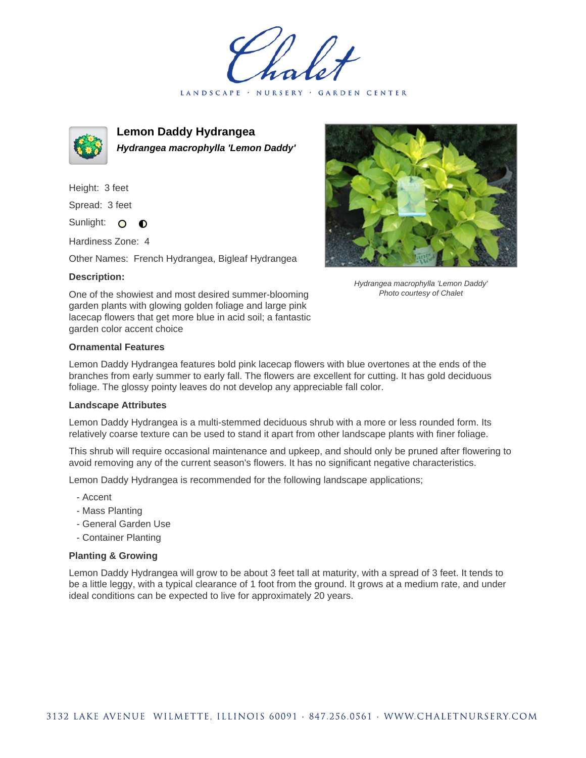Chalet

LANDSCAPE · NURSERY · GARDEN CENTER

# Lemon Daddy Hydrangea

***Hydrangea macrophylla 'Lemon Daddy'***

Height: 3 feet

Spread: 3 feet

Sunlight:

Hardiness Zone: 4

Other Names: French Hydrangea, Bigleaf Hydrangea

*Hydrangea macrophylla 'Lemon Daddy'*
*Photo courtesy of Chalet*

### Description:

One of the showiest and most desired summer-blooming garden plants with glowing golden foliage and large pink lacecap flowers that get more blue in acid soil; a fantastic garden color accent choice

### Ornamental Features

Lemon Daddy Hydrangea features bold pink lacecap flowers with blue overtones at the ends of the branches from early summer to early fall. The flowers are excellent for cutting. It has gold deciduous foliage. The glossy pointy leaves do not develop any appreciable fall color.

### Landscape Attributes

Lemon Daddy Hydrangea is a multi-stemmed deciduous shrub with a more or less rounded form. Its relatively coarse texture can be used to stand it apart from other landscape plants with finer foliage.

This shrub will require occasional maintenance and upkeep, and should only be pruned after flowering to avoid removing any of the current season's flowers. It has no significant negative characteristics.

Lemon Daddy Hydrangea is recommended for the following landscape applications;

- Accent
- Mass Planting
- General Garden Use
- Container Planting

### Planting & Growing

Lemon Daddy Hydrangea will grow to be about 3 feet tall at maturity, with a spread of 3 feet. It tends to be a little leggy, with a typical clearance of 1 foot from the ground. It grows at a medium rate, and under ideal conditions can be expected to live for approximately 20 years.

3132 LAKE AVENUE WILMETTE, ILLINOIS 60091 · 847.256.0561 · WWW.CHALETNURSERY.COM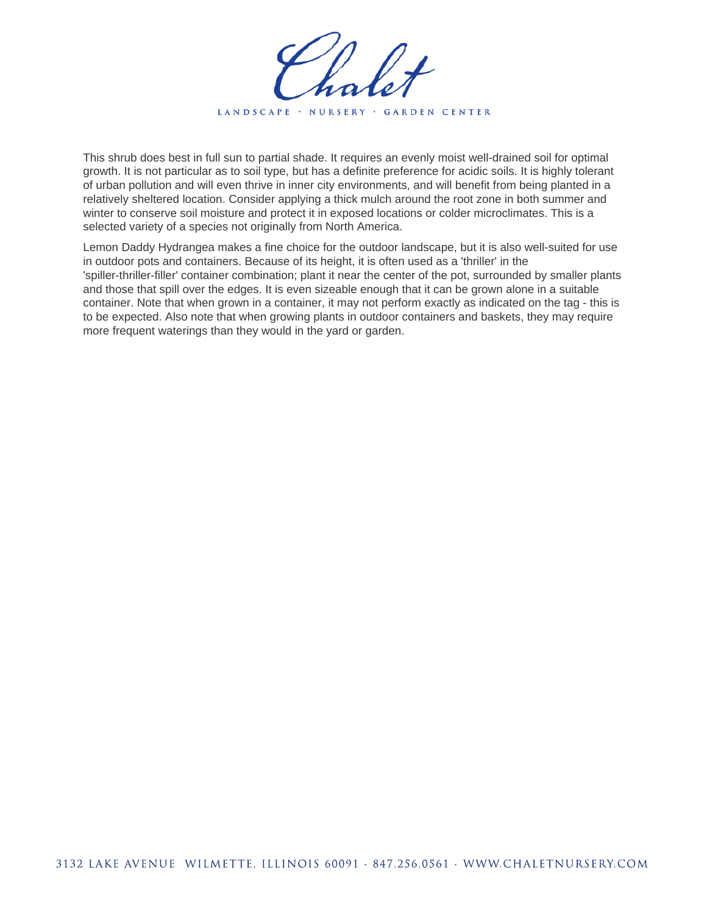This shrub does best in full sun to partial shade. It requires an evenly moist well-drained soil for optimal growth. It is not particular as to soil type, but has a definite preference for acidic soils. It is highly tolerant of urban pollution and will even thrive in inner city environments, and will benefit from being planted in a relatively sheltered location. Consider applying a thick mulch around the root zone in both summer and winter to conserve soil moisture and protect it in exposed locations or colder microclimates. This is a selected variety of a species not originally from North America.

Lemon Daddy Hydrangea makes a fine choice for the outdoor landscape, but it is also well-suited for use in outdoor pots and containers. Because of its height, it is often used as a 'thriller' in the 'spiller-thriller-filler' container combination; plant it near the center of the pot, surrounded by smaller plants and those that spill over the edges. It is even sizeable enough that it can be grown alone in a suitable container. Note that when grown in a container, it may not perform exactly as indicated on the tag - this is to be expected. Also note that when growing plants in outdoor containers and baskets, they may require more frequent waterings than they would in the yard or garden.